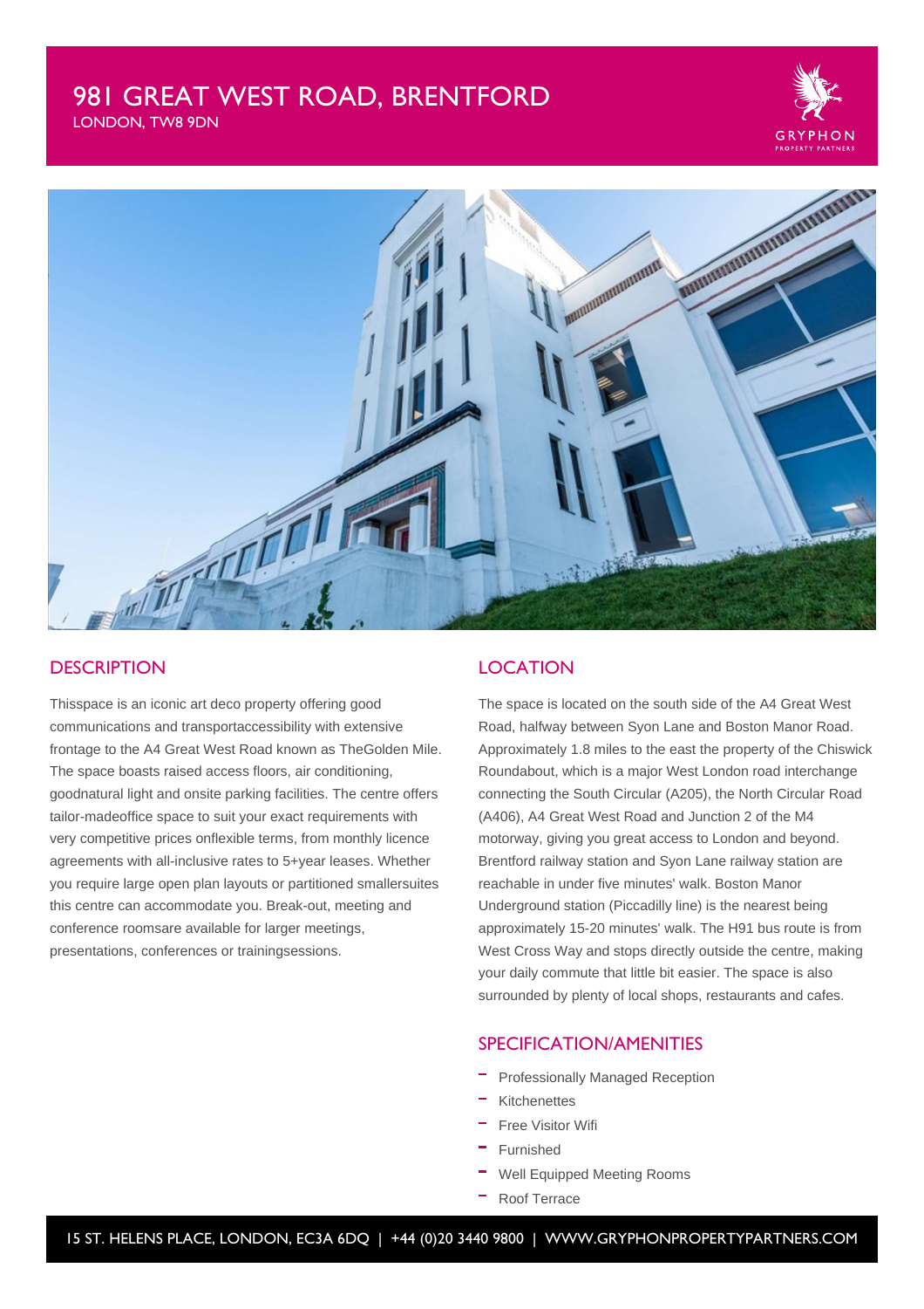# 981 GREAT WEST ROAD, BRENTFORD

LONDON, TW8 9DN

## DESCRIPTION

Thisspace is an iconic art deco property offering good communications and transportaccessibility with extensive frontage to the A4 Great West Road known as TheGolden Mile. The space boasts raised access floors, air conditioning, goodnatural light and onsite parking facilities. The centre offers tailor-madeoffice space to suit your exact requirements with very competitive prices onflexible terms, from monthly licence agreements with all-inclusive rates to 5+year leases. Whether you require large open plan layouts or partitioned smallersuites this centre can accommodate you. Break-out, meeting and conference roomsare available for larger meetings, presentations, conferences or trainingsessions.

## LOCATION

The space is located on the south side of the A4 Great West Road, halfway between Syon Lane and Boston Manor Road. Approximately 1.8 miles to the east the property of the Chiswick Roundabout, which is a major West London road interchange connecting the South Circular (A205), the North Circular Road (A406), A4 Great West Road and Junction 2 of the M4 motorway, giving you great access to London and beyond. Brentford railway station and Syon Lane railway station are reachable in under five minutes' walk. Boston Manor Underground station (Piccadilly line) is the nearest being approximately 15-20 minutes' walk. The H91 bus route is from West Cross Way and stops directly outside the centre, making your daily commute that little bit easier. The space is also surrounded by plenty of local shops, restaurants and cafes.

## SPECIFICATION/AMENITIES

- Professionally Managed Reception
- Kitchenettes
- Free Visitor Wifi
- Furnished
- Well Equipped Meeting Rooms
- Roof Terrace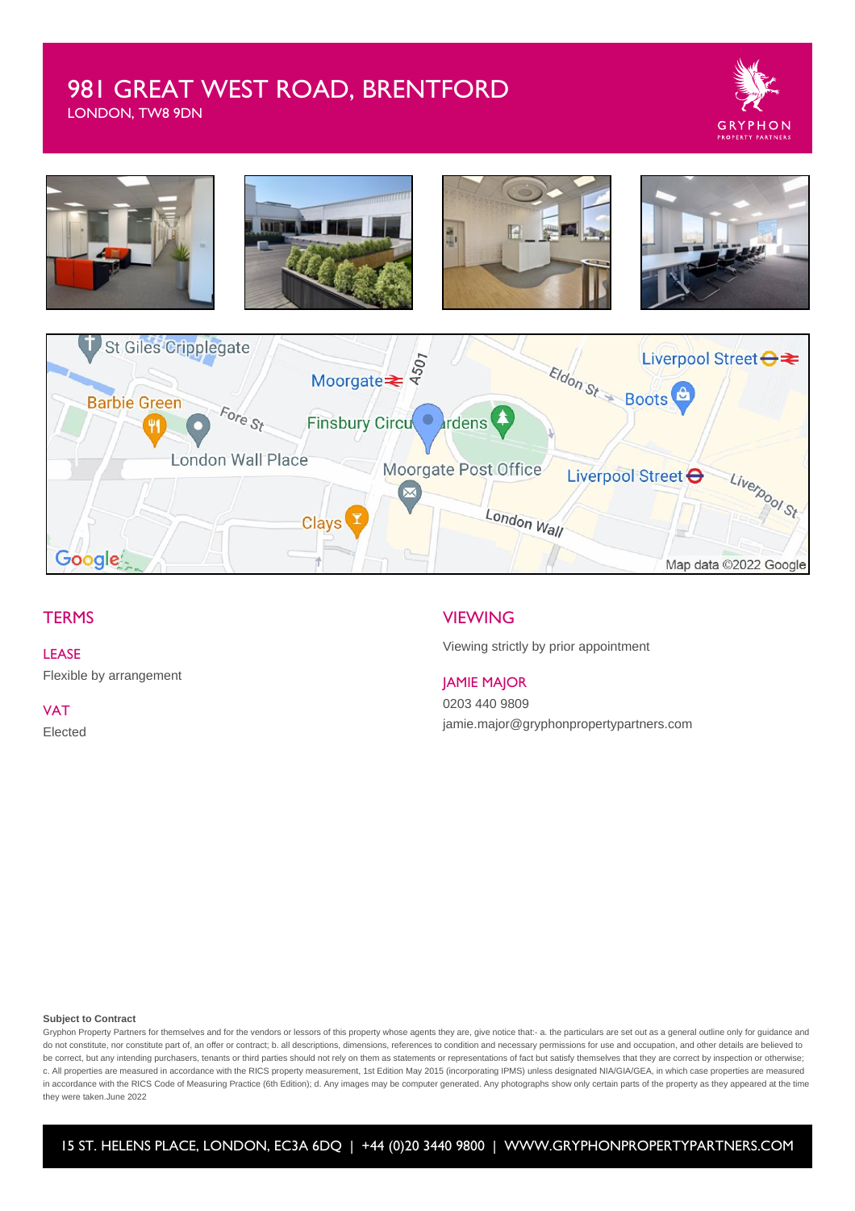# 981 GREAT WEST ROAD, BRENTFORD

LONDON, TW8 9DN

## TERMS

### LEASE

Flexible by arrangement

### VAT

Elected

## VIEWING

Viewing strictly by prior appointment

### JAMIE MAJOR

0203 440 9809

jamie.major@gryphonpropertypartners.com

**Subject to Contract**

Gryphon Property Partners for themselves and for the vendors or lessors of this property whose agents they are, give notice that:- a. the particulars are set out as a general outline only for guidance and do not constitute, nor constitute part of, an offer or contract; b. all descriptions, dimensions, references to condition and necessary permissions for use and occupation, and other details are believed to be correct, but any intending purchasers, tenants or third parties should not rely on them as statements or representations of fact but satisfy themselves that they are correct by inspection or otherwise; c. All properties are measured in accordance with the RICS property measurement, 1st Edition May 2015 (incorporating IPMS) unless designated NIA/GIA/GEA, in which case properties are measured in accordance with the RICS Code of Measuring Practice (6th Edition); d. Any images may be computer generated. Any photographs show only certain parts of the property as they appeared at the time they were taken.June 2022

15 ST. HELENS PLACE, LONDON, EC3A 6DQ | +44 (0)20 3440 9800 | WWW.GRYPHONPROPERTYPARTNERS.COM